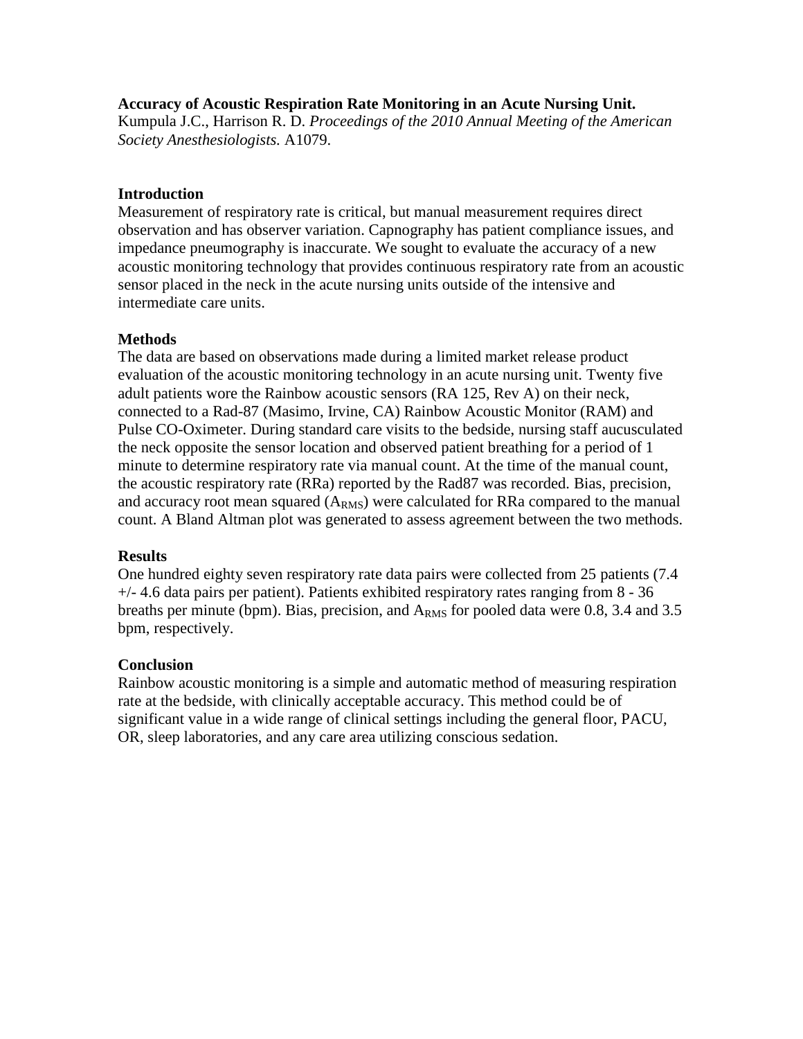**Accuracy of Acoustic Respiration Rate Monitoring in an Acute Nursing Unit.**
Kumpula J.C., Harrison R. D. *Proceedings of the 2010 Annual Meeting of the American Society Anesthesiologists.* A1079.

## Introduction

Measurement of respiratory rate is critical, but manual measurement requires direct observation and has observer variation. Capnography has patient compliance issues, and impedance pneumography is inaccurate. We sought to evaluate the accuracy of a new acoustic monitoring technology that provides continuous respiratory rate from an acoustic sensor placed in the neck in the acute nursing units outside of the intensive and intermediate care units.

## Methods

The data are based on observations made during a limited market release product evaluation of the acoustic monitoring technology in an acute nursing unit. Twenty five adult patients wore the Rainbow acoustic sensors (RA 125, Rev A) on their neck, connected to a Rad-87 (Masimo, Irvine, CA) Rainbow Acoustic Monitor (RAM) and Pulse CO-Oximeter. During standard care visits to the bedside, nursing staff aucusculated the neck opposite the sensor location and observed patient breathing for a period of 1 minute to determine respiratory rate via manual count. At the time of the manual count, the acoustic respiratory rate (RRa) reported by the Rad87 was recorded. Bias, precision, and accuracy root mean squared ($A_{RMS}$) were calculated for RRa compared to the manual count. A Bland Altman plot was generated to assess agreement between the two methods.

## Results

One hundred eighty seven respiratory rate data pairs were collected from 25 patients (7.4 +/- 4.6 data pairs per patient). Patients exhibited respiratory rates ranging from 8 - 36 breaths per minute (bpm). Bias, precision, and $A_{RMS}$ for pooled data were 0.8, 3.4 and 3.5 bpm, respectively.

## Conclusion

Rainbow acoustic monitoring is a simple and automatic method of measuring respiration rate at the bedside, with clinically acceptable accuracy. This method could be of significant value in a wide range of clinical settings including the general floor, PACU, OR, sleep laboratories, and any care area utilizing conscious sedation.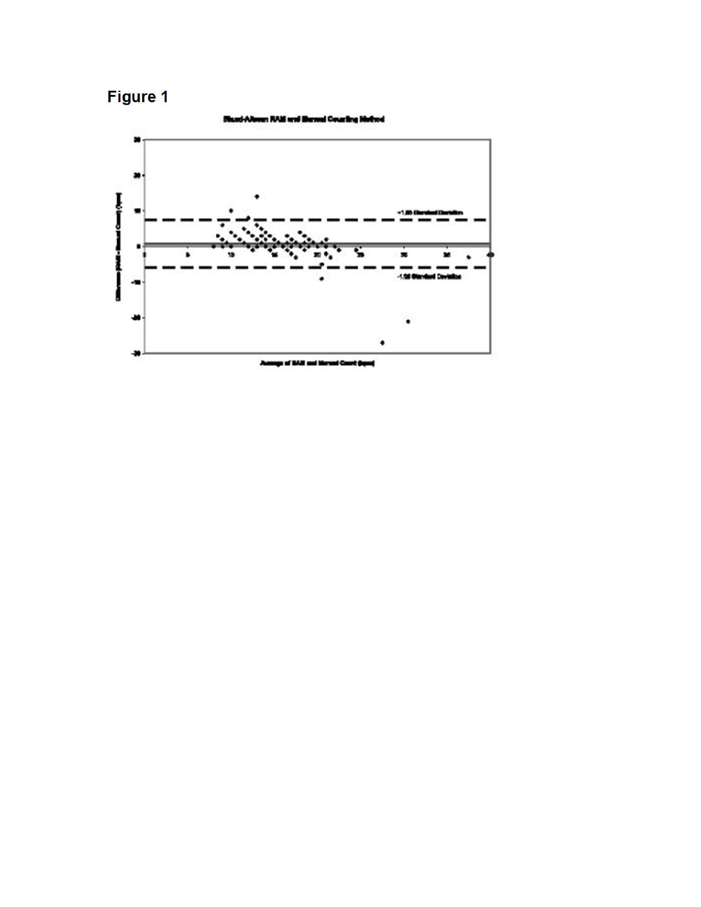# Figure 1

Bland-Altman RAM and Manual Counting Method

30
20
10
0
-10
-20
-30

0 5 10 15 20 25 30 35 40

+1.96 Standard Deviation

-1.96 Standard Deviation

Difference (RAM - Manual Count) (bpm)

Average of RAM and Manual Count (bpm)